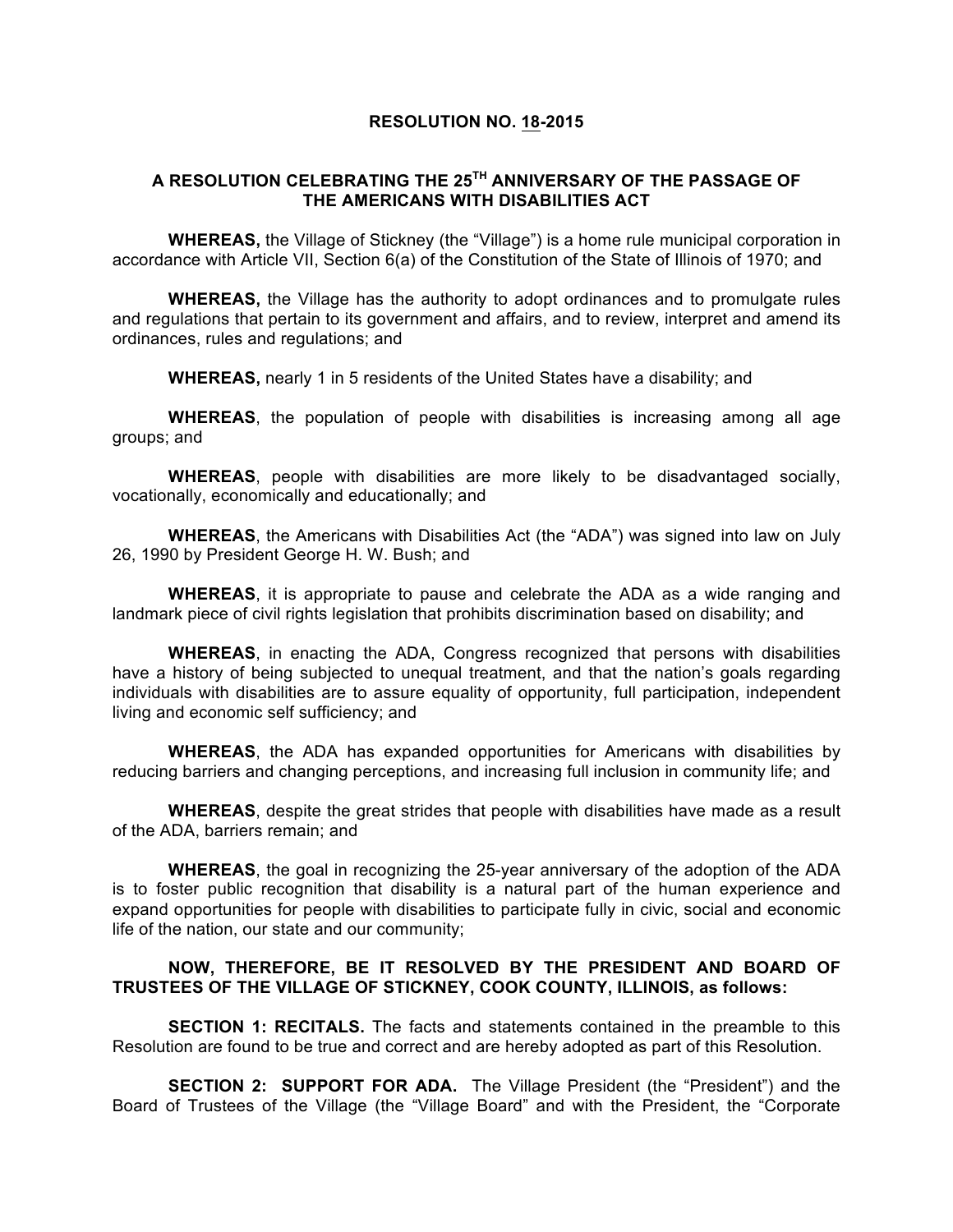# RESOLUTION NO. 18-2015

## A RESOLUTION CELEBRATING THE 25TH ANNIVERSARY OF THE PASSAGE OF THE AMERICANS WITH DISABILITIES ACT

**WHEREAS,** the Village of Stickney (the "Village") is a home rule municipal corporation in accordance with Article VII, Section 6(a) of the Constitution of the State of Illinois of 1970; and

**WHEREAS,** the Village has the authority to adopt ordinances and to promulgate rules and regulations that pertain to its government and affairs, and to review, interpret and amend its ordinances, rules and regulations; and

**WHEREAS,** nearly 1 in 5 residents of the United States have a disability; and

**WHEREAS**, the population of people with disabilities is increasing among all age groups; and

**WHEREAS**, people with disabilities are more likely to be disadvantaged socially, vocationally, economically and educationally; and

**WHEREAS**, the Americans with Disabilities Act (the "ADA") was signed into law on July 26, 1990 by President George H. W. Bush; and

**WHEREAS**, it is appropriate to pause and celebrate the ADA as a wide ranging and landmark piece of civil rights legislation that prohibits discrimination based on disability; and

**WHEREAS**, in enacting the ADA, Congress recognized that persons with disabilities have a history of being subjected to unequal treatment, and that the nation's goals regarding individuals with disabilities are to assure equality of opportunity, full participation, independent living and economic self sufficiency; and

**WHEREAS**, the ADA has expanded opportunities for Americans with disabilities by reducing barriers and changing perceptions, and increasing full inclusion in community life; and

**WHEREAS**, despite the great strides that people with disabilities have made as a result of the ADA, barriers remain; and

**WHEREAS**, the goal in recognizing the 25-year anniversary of the adoption of the ADA is to foster public recognition that disability is a natural part of the human experience and expand opportunities for people with disabilities to participate fully in civic, social and economic life of the nation, our state and our community;

**NOW, THEREFORE, BE IT RESOLVED BY THE PRESIDENT AND BOARD OF TRUSTEES OF THE VILLAGE OF STICKNEY, COOK COUNTY, ILLINOIS, as follows:**

**SECTION 1: RECITALS.** The facts and statements contained in the preamble to this Resolution are found to be true and correct and are hereby adopted as part of this Resolution.

**SECTION 2: SUPPORT FOR ADA.** The Village President (the "President") and the Board of Trustees of the Village (the "Village Board" and with the President, the "Corporate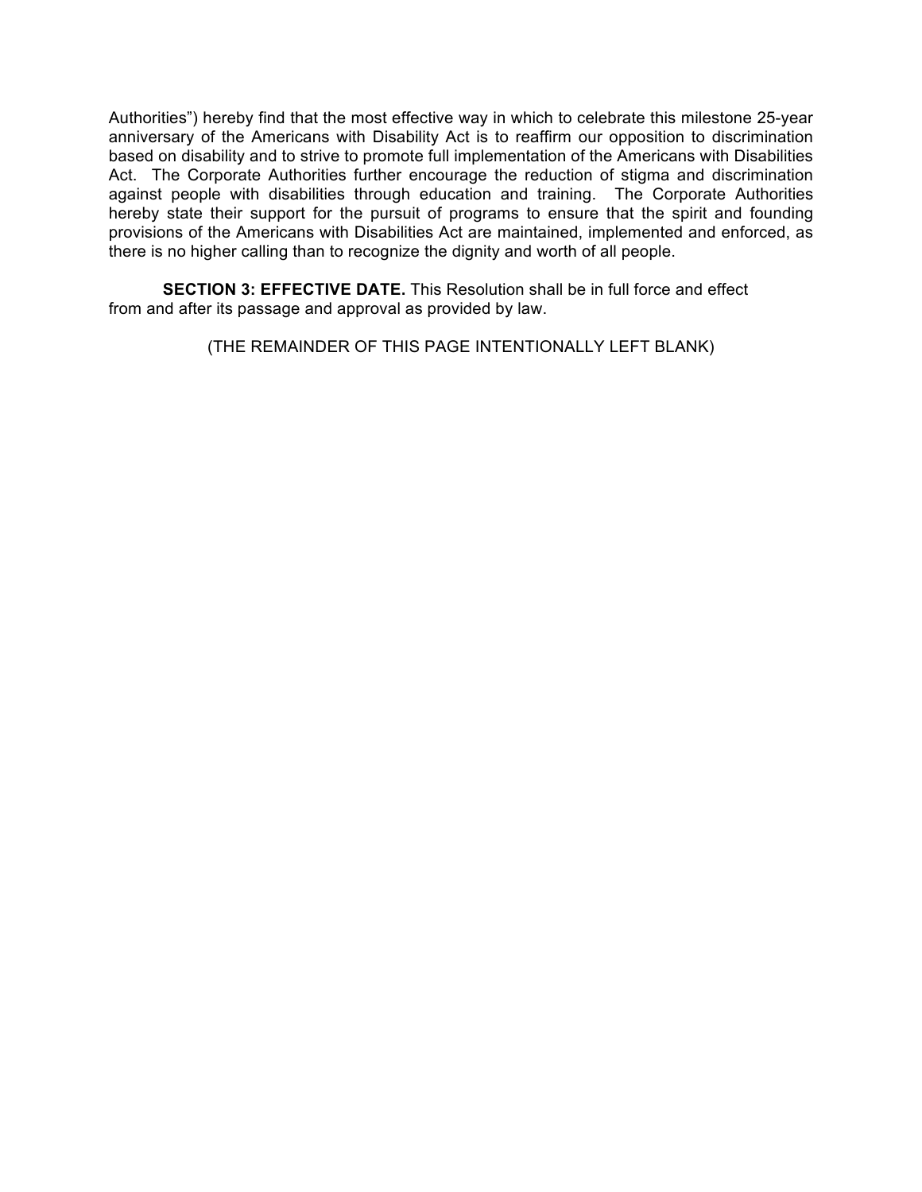Authorities") hereby find that the most effective way in which to celebrate this milestone 25-year anniversary of the Americans with Disability Act is to reaffirm our opposition to discrimination based on disability and to strive to promote full implementation of the Americans with Disabilities Act. The Corporate Authorities further encourage the reduction of stigma and discrimination against people with disabilities through education and training. The Corporate Authorities hereby state their support for the pursuit of programs to ensure that the spirit and founding provisions of the Americans with Disabilities Act are maintained, implemented and enforced, as there is no higher calling than to recognize the dignity and worth of all people.

**SECTION 3: EFFECTIVE DATE.** This Resolution shall be in full force and effect from and after its passage and approval as provided by law.

(THE REMAINDER OF THIS PAGE INTENTIONALLY LEFT BLANK)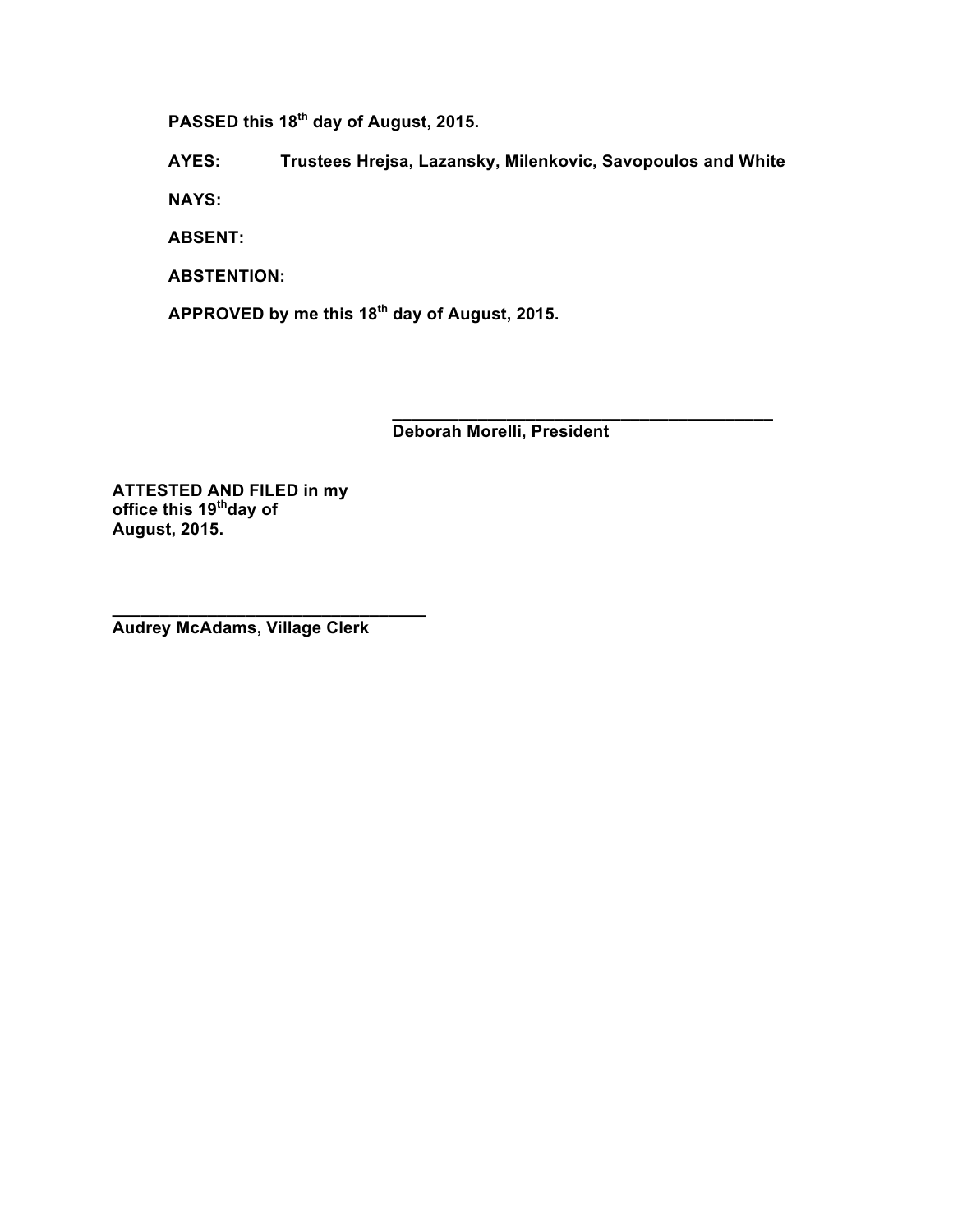**PASSED this 18th day of August, 2015.**

**AYES:** **Trustees Hrejsa, Lazansky, Milenkovic, Savopoulos and White**

**NAYS:**

**ABSENT:**

**ABSTENTION:**

**APPROVED by me this 18th day of August, 2015.**

\_\_\_\_\_\_\_\_\_\_\_\_\_\_\_\_\_\_\_\_\_\_\_\_\_\_\_\_\_\_\_\_\_\_\_\_\_\_\_\_\_\_
**Deborah Morelli, President**

**ATTESTED AND FILED in my office this 19th day of August, 2015.**

\_\_\_\_\_\_\_\_\_\_\_\_\_\_\_\_\_\_\_\_\_\_\_\_\_\_\_\_\_\_\_\_\_\_\_
**Audrey McAdams, Village Clerk**